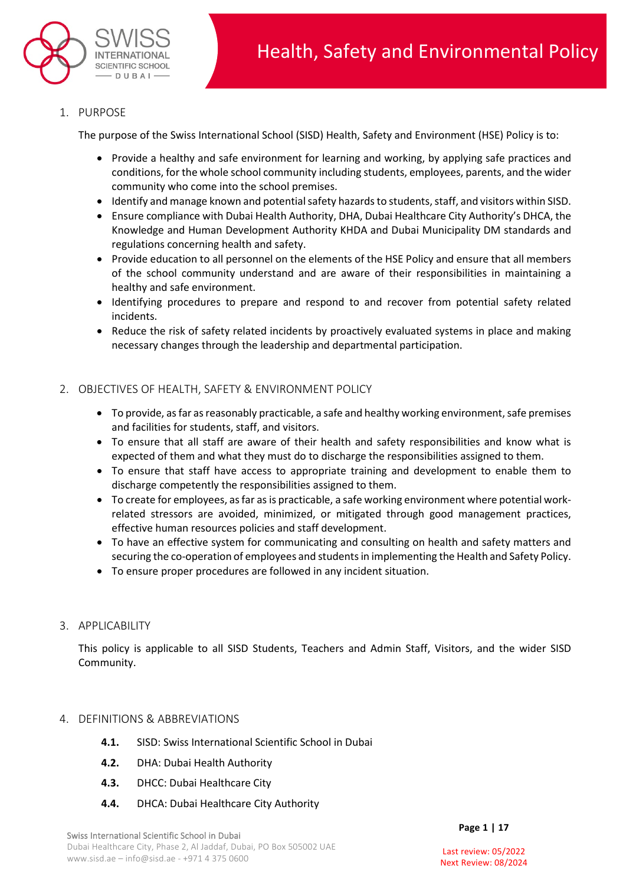# Health, Safety and Environmental Policy

## 1. PURPOSE

The purpose of the Swiss International School (SISD) Health, Safety and Environment (HSE) Policy is to:

- Provide a healthy and safe environment for learning and working, by applying safe practices and conditions, for the whole school community including students, employees, parents, and the wider community who come into the school premises.
- Identify and manage known and potential safety hazards to students, staff, and visitors within SISD.
- Ensure compliance with Dubai Health Authority, DHA, Dubai Healthcare City Authority's DHCA, the Knowledge and Human Development Authority KHDA and Dubai Municipality DM standards and regulations concerning health and safety.
- Provide education to all personnel on the elements of the HSE Policy and ensure that all members of the school community understand and are aware of their responsibilities in maintaining a healthy and safe environment.
- Identifying procedures to prepare and respond to and recover from potential safety related incidents.
- Reduce the risk of safety related incidents by proactively evaluated systems in place and making necessary changes through the leadership and departmental participation.

## 2. OBJECTIVES OF HEALTH, SAFETY & ENVIRONMENT POLICY

- To provide, as far as reasonably practicable, a safe and healthy working environment, safe premises and facilities for students, staff, and visitors.
- To ensure that all staff are aware of their health and safety responsibilities and know what is expected of them and what they must do to discharge the responsibilities assigned to them.
- To ensure that staff have access to appropriate training and development to enable them to discharge competently the responsibilities assigned to them.
- To create for employees, as far as is practicable, a safe working environment where potential work-related stressors are avoided, minimized, or mitigated through good management practices, effective human resources policies and staff development.
- To have an effective system for communicating and consulting on health and safety matters and securing the co-operation of employees and students in implementing the Health and Safety Policy.
- To ensure proper procedures are followed in any incident situation.

## 3. APPLICABILITY

This policy is applicable to all SISD Students, Teachers and Admin Staff, Visitors, and the wider SISD Community.

## 4. DEFINITIONS & ABBREVIATIONS

**4.1.** SISD: Swiss International Scientific School in Dubai

**4.2.** DHA: Dubai Health Authority

**4.3.** DHCC: Dubai Healthcare City

**4.4.** DHCA: Dubai Healthcare City Authority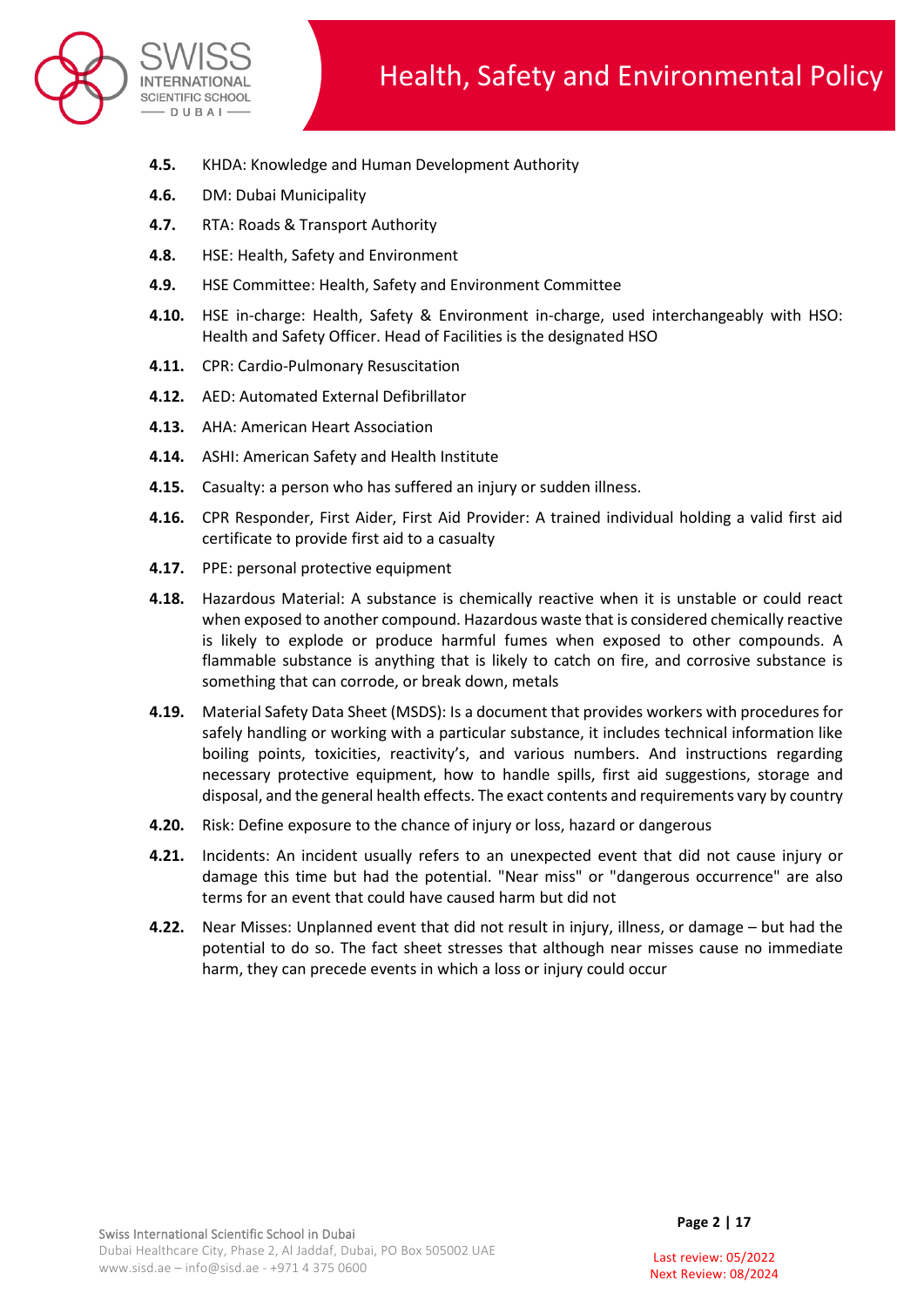- **4.5.** KHDA: Knowledge and Human Development Authority
- **4.6.** DM: Dubai Municipality
- **4.7.** RTA: Roads & Transport Authority
- **4.8.** HSE: Health, Safety and Environment
- **4.9.** HSE Committee: Health, Safety and Environment Committee
- **4.10.** HSE in-charge: Health, Safety & Environment in-charge, used interchangeably with HSO: Health and Safety Officer. Head of Facilities is the designated HSO
- **4.11.** CPR: Cardio-Pulmonary Resuscitation
- **4.12.** AED: Automated External Defibrillator
- **4.13.** AHA: American Heart Association
- **4.14.** ASHI: American Safety and Health Institute
- **4.15.** Casualty: a person who has suffered an injury or sudden illness.
- **4.16.** CPR Responder, First Aider, First Aid Provider: A trained individual holding a valid first aid certificate to provide first aid to a casualty
- **4.17.** PPE: personal protective equipment
- **4.18.** Hazardous Material: A substance is chemically reactive when it is unstable or could react when exposed to another compound. Hazardous waste that is considered chemically reactive is likely to explode or produce harmful fumes when exposed to other compounds. A flammable substance is anything that is likely to catch on fire, and corrosive substance is something that can corrode, or break down, metals
- **4.19.** Material Safety Data Sheet (MSDS): Is a document that provides workers with procedures for safely handling or working with a particular substance, it includes technical information like boiling points, toxicities, reactivity's, and various numbers. And instructions regarding necessary protective equipment, how to handle spills, first aid suggestions, storage and disposal, and the general health effects. The exact contents and requirements vary by country
- **4.20.** Risk: Define exposure to the chance of injury or loss, hazard or dangerous
- **4.21.** Incidents: An incident usually refers to an unexpected event that did not cause injury or damage this time but had the potential. "Near miss" or "dangerous occurrence" are also terms for an event that could have caused harm but did not
- **4.22.** Near Misses: Unplanned event that did not result in injury, illness, or damage – but had the potential to do so. The fact sheet stresses that although near misses cause no immediate harm, they can precede events in which a loss or injury could occur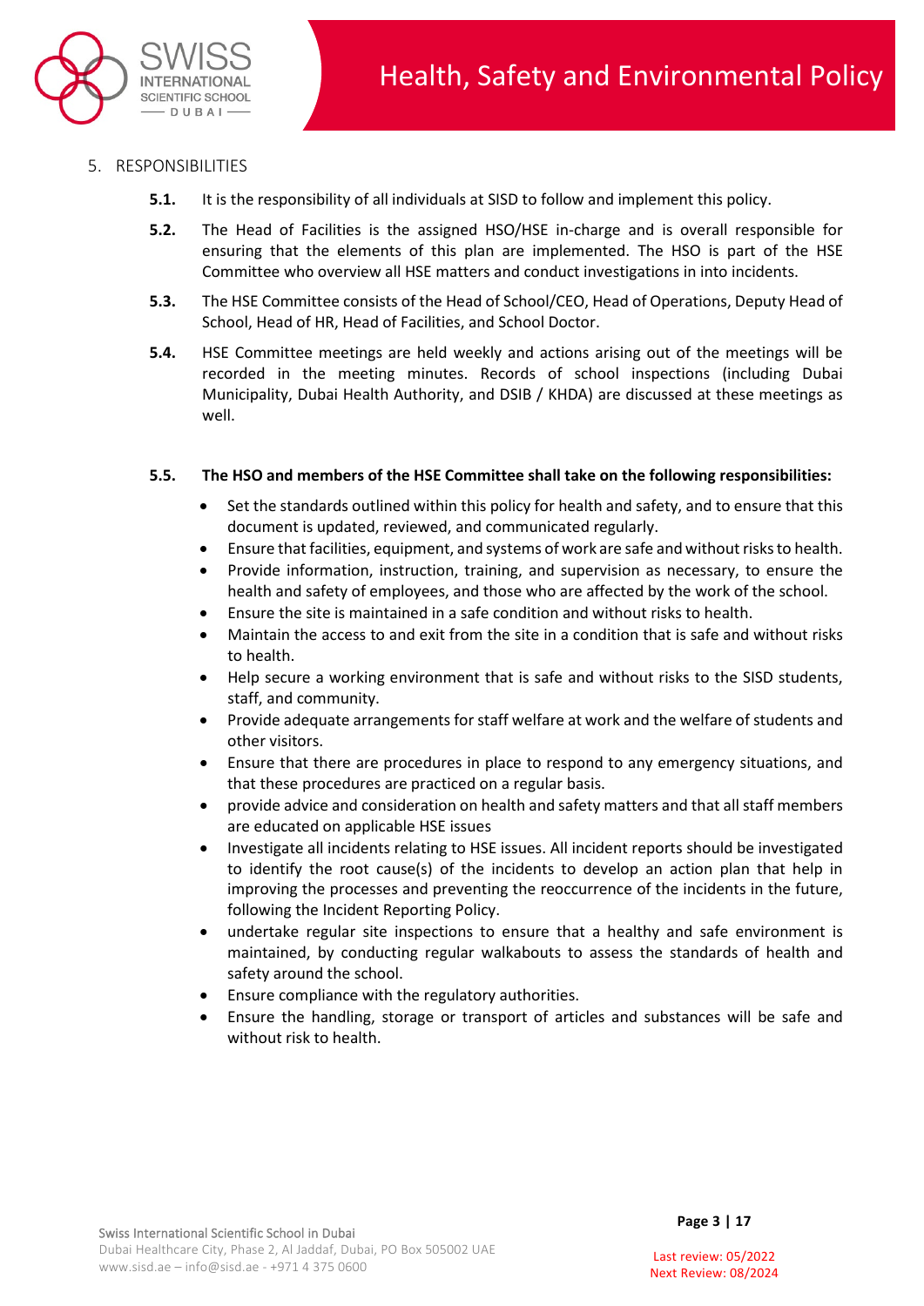## 5. RESPONSIBILITIES

**5.1.** It is the responsibility of all individuals at SISD to follow and implement this policy.

**5.2.** The Head of Facilities is the assigned HSO/HSE in-charge and is overall responsible for ensuring that the elements of this plan are implemented. The HSO is part of the HSE Committee who overview all HSE matters and conduct investigations in into incidents.

**5.3.** The HSE Committee consists of the Head of School/CEO, Head of Operations, Deputy Head of School, Head of HR, Head of Facilities, and School Doctor.

**5.4.** HSE Committee meetings are held weekly and actions arising out of the meetings will be recorded in the meeting minutes. Records of school inspections (including Dubai Municipality, Dubai Health Authority, and DSIB / KHDA) are discussed at these meetings as well.

**5.5. The HSO and members of the HSE Committee shall take on the following responsibilities:**

- Set the standards outlined within this policy for health and safety, and to ensure that this document is updated, reviewed, and communicated regularly.
- Ensure that facilities, equipment, and systems of work are safe and without risks to health.
- Provide information, instruction, training, and supervision as necessary, to ensure the health and safety of employees, and those who are affected by the work of the school.
- Ensure the site is maintained in a safe condition and without risks to health.
- Maintain the access to and exit from the site in a condition that is safe and without risks to health.
- Help secure a working environment that is safe and without risks to the SISD students, staff, and community.
- Provide adequate arrangements for staff welfare at work and the welfare of students and other visitors.
- Ensure that there are procedures in place to respond to any emergency situations, and that these procedures are practiced on a regular basis.
- provide advice and consideration on health and safety matters and that all staff members are educated on applicable HSE issues
- Investigate all incidents relating to HSE issues. All incident reports should be investigated to identify the root cause(s) of the incidents to develop an action plan that help in improving the processes and preventing the reoccurrence of the incidents in the future, following the Incident Reporting Policy.
- undertake regular site inspections to ensure that a healthy and safe environment is maintained, by conducting regular walkabouts to assess the standards of health and safety around the school.
- Ensure compliance with the regulatory authorities.
- Ensure the handling, storage or transport of articles and substances will be safe and without risk to health.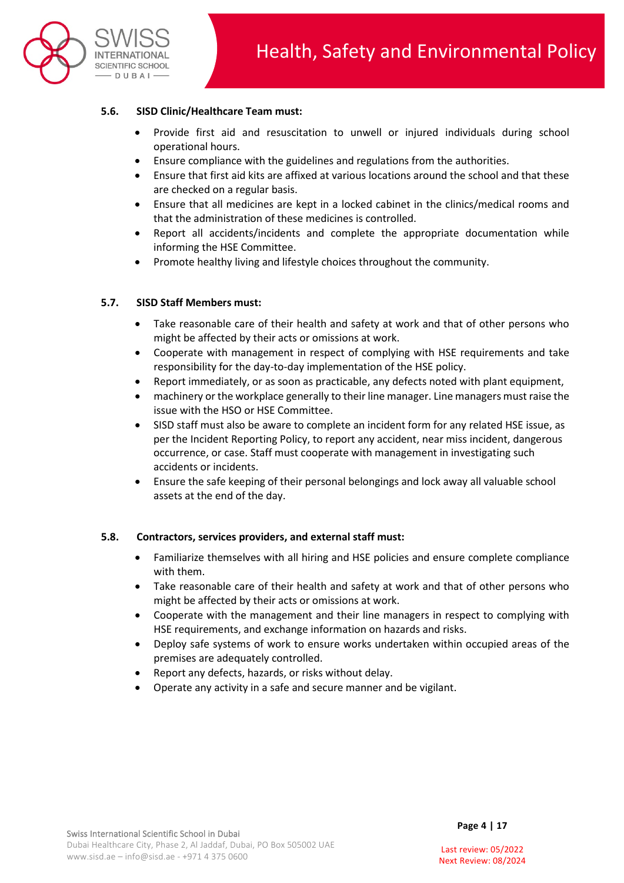### 5.6. SISD Clinic/Healthcare Team must:

- Provide first aid and resuscitation to unwell or injured individuals during school operational hours.
- Ensure compliance with the guidelines and regulations from the authorities.
- Ensure that first aid kits are affixed at various locations around the school and that these are checked on a regular basis.
- Ensure that all medicines are kept in a locked cabinet in the clinics/medical rooms and that the administration of these medicines is controlled.
- Report all accidents/incidents and complete the appropriate documentation while informing the HSE Committee.
- Promote healthy living and lifestyle choices throughout the community.

### 5.7. SISD Staff Members must:

- Take reasonable care of their health and safety at work and that of other persons who might be affected by their acts or omissions at work.
- Cooperate with management in respect of complying with HSE requirements and take responsibility for the day-to-day implementation of the HSE policy.
- Report immediately, or as soon as practicable, any defects noted with plant equipment,
- machinery or the workplace generally to their line manager. Line managers must raise the issue with the HSO or HSE Committee.
- SISD staff must also be aware to complete an incident form for any related HSE issue, as per the Incident Reporting Policy, to report any accident, near miss incident, dangerous occurrence, or case. Staff must cooperate with management in investigating such accidents or incidents.
- Ensure the safe keeping of their personal belongings and lock away all valuable school assets at the end of the day.

### 5.8. Contractors, services providers, and external staff must:

- Familiarize themselves with all hiring and HSE policies and ensure complete compliance with them.
- Take reasonable care of their health and safety at work and that of other persons who might be affected by their acts or omissions at work.
- Cooperate with the management and their line managers in respect to complying with HSE requirements, and exchange information on hazards and risks.
- Deploy safe systems of work to ensure works undertaken within occupied areas of the premises are adequately controlled.
- Report any defects, hazards, or risks without delay.
- Operate any activity in a safe and secure manner and be vigilant.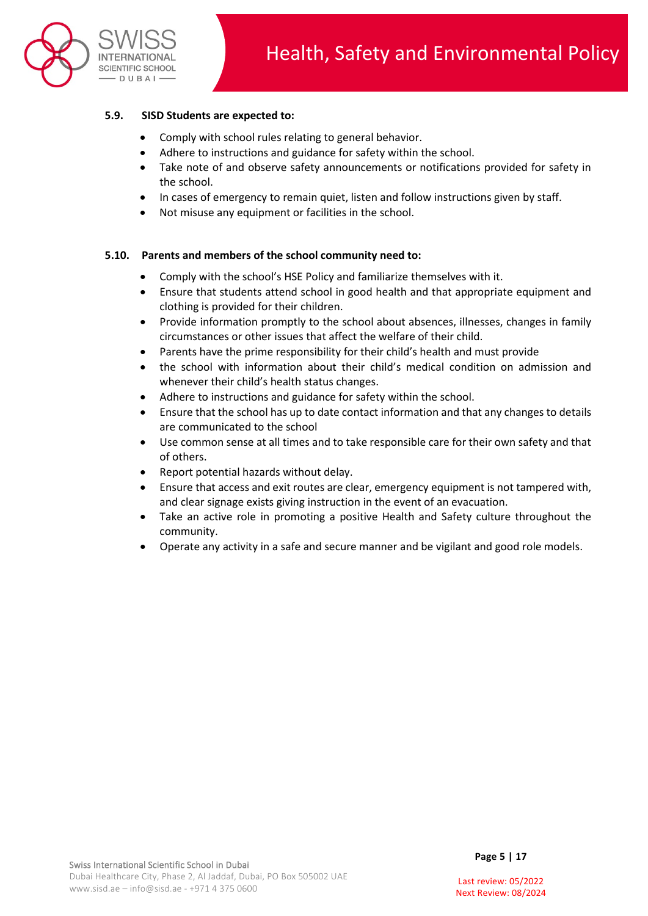### 5.9. SISD Students are expected to:

- Comply with school rules relating to general behavior.
- Adhere to instructions and guidance for safety within the school.
- Take note of and observe safety announcements or notifications provided for safety in the school.
- In cases of emergency to remain quiet, listen and follow instructions given by staff.
- Not misuse any equipment or facilities in the school.

### 5.10. Parents and members of the school community need to:

- Comply with the school's HSE Policy and familiarize themselves with it.
- Ensure that students attend school in good health and that appropriate equipment and clothing is provided for their children.
- Provide information promptly to the school about absences, illnesses, changes in family circumstances or other issues that affect the welfare of their child.
- Parents have the prime responsibility for their child's health and must provide
- the school with information about their child's medical condition on admission and whenever their child's health status changes.
- Adhere to instructions and guidance for safety within the school.
- Ensure that the school has up to date contact information and that any changes to details are communicated to the school
- Use common sense at all times and to take responsible care for their own safety and that of others.
- Report potential hazards without delay.
- Ensure that access and exit routes are clear, emergency equipment is not tampered with, and clear signage exists giving instruction in the event of an evacuation.
- Take an active role in promoting a positive Health and Safety culture throughout the community.
- Operate any activity in a safe and secure manner and be vigilant and good role models.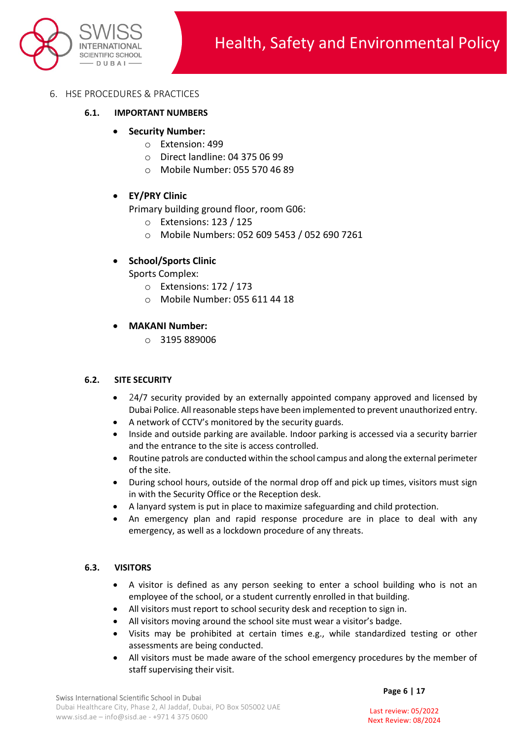## 6. HSE PROCEDURES & PRACTICES

### 6.1. IMPORTANT NUMBERS

- **Security Number:**
  - Extension: 499
  - Direct landline: 04 375 06 99
  - Mobile Number: 055 570 46 89

- **EY/PRY Clinic**
  Primary building ground floor, room G06:
  - Extensions: 123 / 125
  - Mobile Numbers: 052 609 5453 / 052 690 7261

- **School/Sports Clinic**
  Sports Complex:
  - Extensions: 172 / 173
  - Mobile Number: 055 611 44 18

- **MAKANI Number:**
  - 3195 889006

### 6.2. SITE SECURITY

- 24/7 security provided by an externally appointed company approved and licensed by Dubai Police. All reasonable steps have been implemented to prevent unauthorized entry.
- A network of CCTV's monitored by the security guards.
- Inside and outside parking are available. Indoor parking is accessed via a security barrier and the entrance to the site is access controlled.
- Routine patrols are conducted within the school campus and along the external perimeter of the site.
- During school hours, outside of the normal drop off and pick up times, visitors must sign in with the Security Office or the Reception desk.
- A lanyard system is put in place to maximize safeguarding and child protection.
- An emergency plan and rapid response procedure are in place to deal with any emergency, as well as a lockdown procedure of any threats.

### 6.3. VISITORS

- A visitor is defined as any person seeking to enter a school building who is not an employee of the school, or a student currently enrolled in that building.
- All visitors must report to school security desk and reception to sign in.
- All visitors moving around the school site must wear a visitor's badge.
- Visits may be prohibited at certain times e.g., while standardized testing or other assessments are being conducted.
- All visitors must be made aware of the school emergency procedures by the member of staff supervising their visit.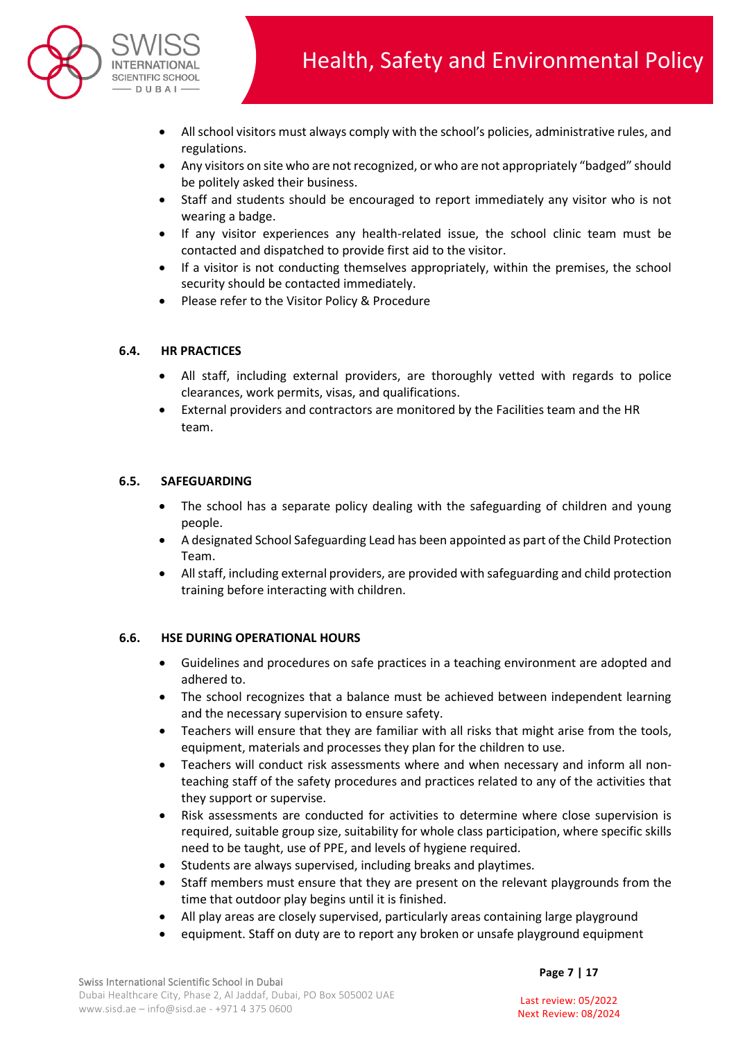- All school visitors must always comply with the school's policies, administrative rules, and regulations.
- Any visitors on site who are not recognized, or who are not appropriately "badged" should be politely asked their business.
- Staff and students should be encouraged to report immediately any visitor who is not wearing a badge.
- If any visitor experiences any health-related issue, the school clinic team must be contacted and dispatched to provide first aid to the visitor.
- If a visitor is not conducting themselves appropriately, within the premises, the school security should be contacted immediately.
- Please refer to the Visitor Policy & Procedure

### 6.4. HR PRACTICES

- All staff, including external providers, are thoroughly vetted with regards to police clearances, work permits, visas, and qualifications.
- External providers and contractors are monitored by the Facilities team and the HR team.

### 6.5. SAFEGUARDING

- The school has a separate policy dealing with the safeguarding of children and young people.
- A designated School Safeguarding Lead has been appointed as part of the Child Protection Team.
- All staff, including external providers, are provided with safeguarding and child protection training before interacting with children.

### 6.6. HSE DURING OPERATIONAL HOURS

- Guidelines and procedures on safe practices in a teaching environment are adopted and adhered to.
- The school recognizes that a balance must be achieved between independent learning and the necessary supervision to ensure safety.
- Teachers will ensure that they are familiar with all risks that might arise from the tools, equipment, materials and processes they plan for the children to use.
- Teachers will conduct risk assessments where and when necessary and inform all non-teaching staff of the safety procedures and practices related to any of the activities that they support or supervise.
- Risk assessments are conducted for activities to determine where close supervision is required, suitable group size, suitability for whole class participation, where specific skills need to be taught, use of PPE, and levels of hygiene required.
- Students are always supervised, including breaks and playtimes.
- Staff members must ensure that they are present on the relevant playgrounds from the time that outdoor play begins until it is finished.
- All play areas are closely supervised, particularly areas containing large playground
- equipment. Staff on duty are to report any broken or unsafe playground equipment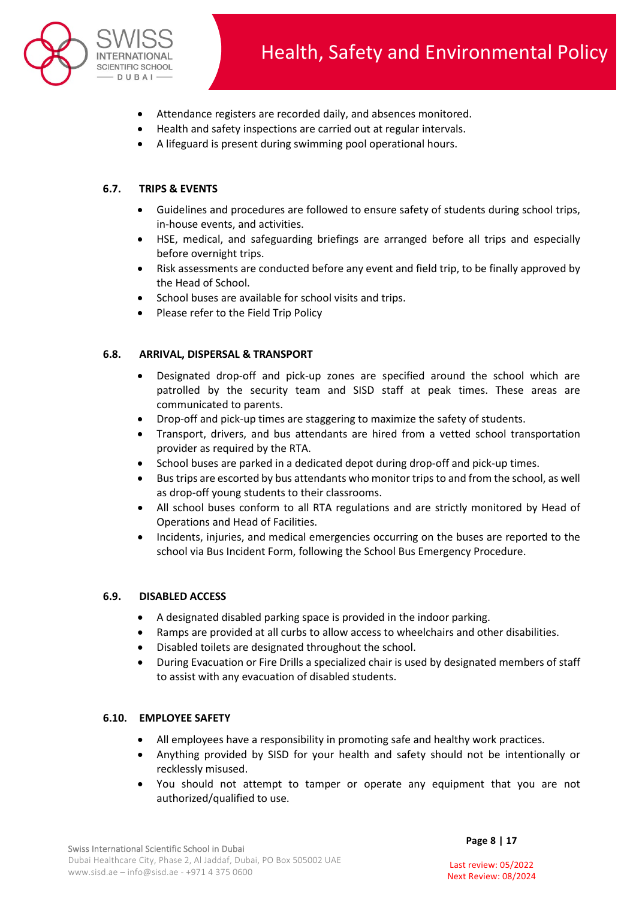- Attendance registers are recorded daily, and absences monitored.
- Health and safety inspections are carried out at regular intervals.
- A lifeguard is present during swimming pool operational hours.

### 6.7. TRIPS & EVENTS

- Guidelines and procedures are followed to ensure safety of students during school trips, in-house events, and activities.
- HSE, medical, and safeguarding briefings are arranged before all trips and especially before overnight trips.
- Risk assessments are conducted before any event and field trip, to be finally approved by the Head of School.
- School buses are available for school visits and trips.
- Please refer to the Field Trip Policy

### 6.8. ARRIVAL, DISPERSAL & TRANSPORT

- Designated drop-off and pick-up zones are specified around the school which are patrolled by the security team and SISD staff at peak times. These areas are communicated to parents.
- Drop-off and pick-up times are staggering to maximize the safety of students.
- Transport, drivers, and bus attendants are hired from a vetted school transportation provider as required by the RTA.
- School buses are parked in a dedicated depot during drop-off and pick-up times.
- Bus trips are escorted by bus attendants who monitor trips to and from the school, as well as drop-off young students to their classrooms.
- All school buses conform to all RTA regulations and are strictly monitored by Head of Operations and Head of Facilities.
- Incidents, injuries, and medical emergencies occurring on the buses are reported to the school via Bus Incident Form, following the School Bus Emergency Procedure.

### 6.9. DISABLED ACCESS

- A designated disabled parking space is provided in the indoor parking.
- Ramps are provided at all curbs to allow access to wheelchairs and other disabilities.
- Disabled toilets are designated throughout the school.
- During Evacuation or Fire Drills a specialized chair is used by designated members of staff to assist with any evacuation of disabled students.

### 6.10. EMPLOYEE SAFETY

- All employees have a responsibility in promoting safe and healthy work practices.
- Anything provided by SISD for your health and safety should not be intentionally or recklessly misused.
- You should not attempt to tamper or operate any equipment that you are not authorized/qualified to use.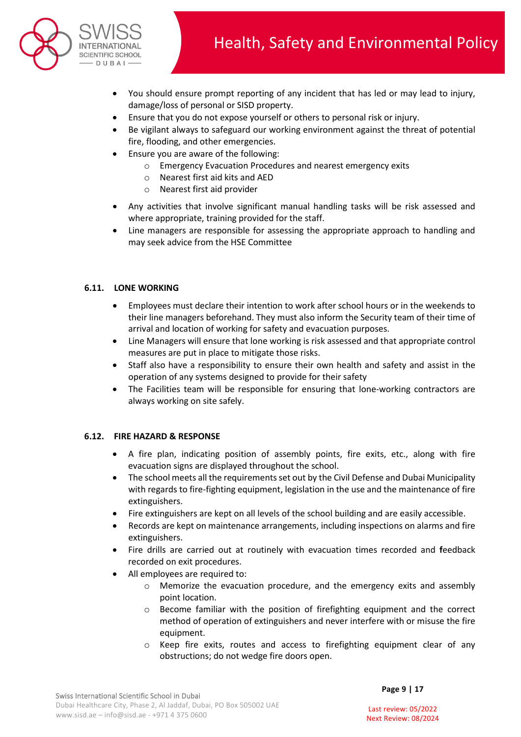- You should ensure prompt reporting of any incident that has led or may lead to injury, damage/loss of personal or SISD property.
- Ensure that you do not expose yourself or others to personal risk or injury.
- Be vigilant always to safeguard our working environment against the threat of potential fire, flooding, and other emergencies.
- Ensure you are aware of the following:
  - Emergency Evacuation Procedures and nearest emergency exits
  - Nearest first aid kits and AED
  - Nearest first aid provider
- Any activities that involve significant manual handling tasks will be risk assessed and where appropriate, training provided for the staff.
- Line managers are responsible for assessing the appropriate approach to handling and may seek advice from the HSE Committee

### 6.11. LONE WORKING

- Employees must declare their intention to work after school hours or in the weekends to their line managers beforehand. They must also inform the Security team of their time of arrival and location of working for safety and evacuation purposes.
- Line Managers will ensure that lone working is risk assessed and that appropriate control measures are put in place to mitigate those risks.
- Staff also have a responsibility to ensure their own health and safety and assist in the operation of any systems designed to provide for their safety
- The Facilities team will be responsible for ensuring that lone-working contractors are always working on site safely.

### 6.12. FIRE HAZARD & RESPONSE

- A fire plan, indicating position of assembly points, fire exits, etc., along with fire evacuation signs are displayed throughout the school.
- The school meets all the requirements set out by the Civil Defense and Dubai Municipality with regards to fire-fighting equipment, legislation in the use and the maintenance of fire extinguishers.
- Fire extinguishers are kept on all levels of the school building and are easily accessible.
- Records are kept on maintenance arrangements, including inspections on alarms and fire extinguishers.
- Fire drills are carried out at routinely with evacuation times recorded and **f**eedback recorded on exit procedures.
- All employees are required to:
  - Memorize the evacuation procedure, and the emergency exits and assembly point location.
  - Become familiar with the position of firefighting equipment and the correct method of operation of extinguishers and never interfere with or misuse the fire equipment.
  - Keep fire exits, routes and access to firefighting equipment clear of any obstructions; do not wedge fire doors open.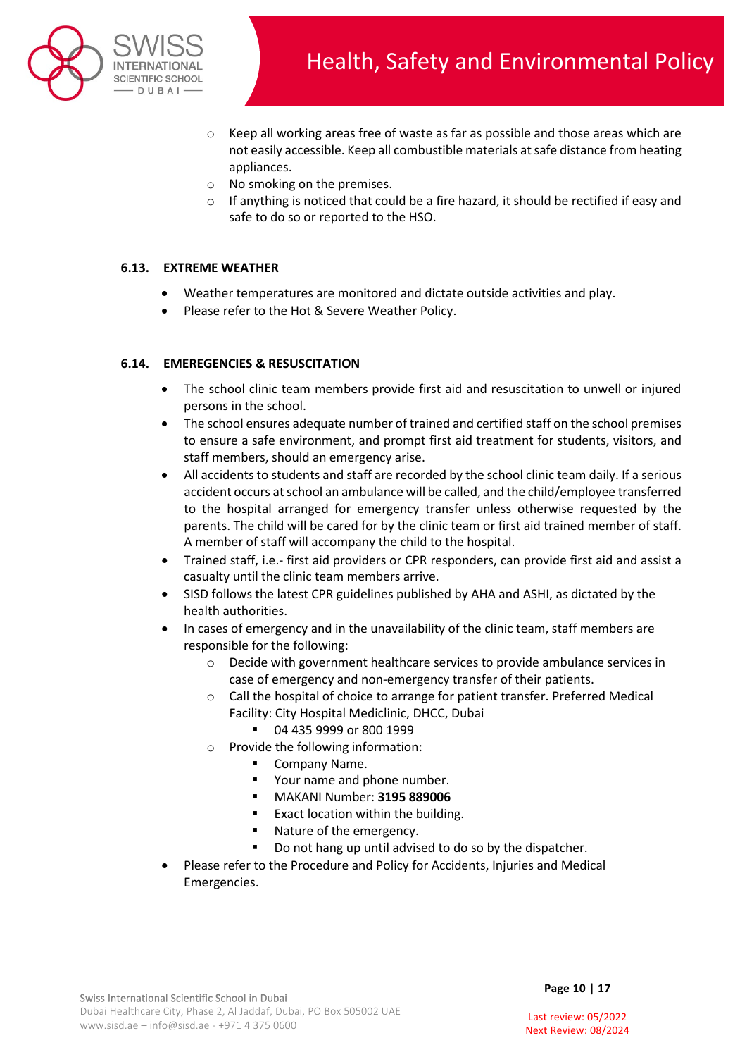- Keep all working areas free of waste as far as possible and those areas which are not easily accessible. Keep all combustible materials at safe distance from heating appliances.
- No smoking on the premises.
- If anything is noticed that could be a fire hazard, it should be rectified if easy and safe to do so or reported to the HSO.

### 6.13. EXTREME WEATHER

- Weather temperatures are monitored and dictate outside activities and play.
- Please refer to the Hot & Severe Weather Policy.

### 6.14. EMEREGENCIES & RESUSCITATION

- The school clinic team members provide first aid and resuscitation to unwell or injured persons in the school.
- The school ensures adequate number of trained and certified staff on the school premises to ensure a safe environment, and prompt first aid treatment for students, visitors, and staff members, should an emergency arise.
- All accidents to students and staff are recorded by the school clinic team daily. If a serious accident occurs at school an ambulance will be called, and the child/employee transferred to the hospital arranged for emergency transfer unless otherwise requested by the parents. The child will be cared for by the clinic team or first aid trained member of staff. A member of staff will accompany the child to the hospital.
- Trained staff, i.e.- first aid providers or CPR responders, can provide first aid and assist a casualty until the clinic team members arrive.
- SISD follows the latest CPR guidelines published by AHA and ASHI, as dictated by the health authorities.
- In cases of emergency and in the unavailability of the clinic team, staff members are responsible for the following:
  - Decide with government healthcare services to provide ambulance services in case of emergency and non-emergency transfer of their patients.
  - Call the hospital of choice to arrange for patient transfer. Preferred Medical Facility: City Hospital Mediclinic, DHCC, Dubai
    - 04 435 9999 or 800 1999
  - Provide the following information:
    - Company Name.
    - Your name and phone number.
    - MAKANI Number: **3195 889006**
    - Exact location within the building.
    - Nature of the emergency.
    - Do not hang up until advised to do so by the dispatcher.
- Please refer to the Procedure and Policy for Accidents, Injuries and Medical Emergencies.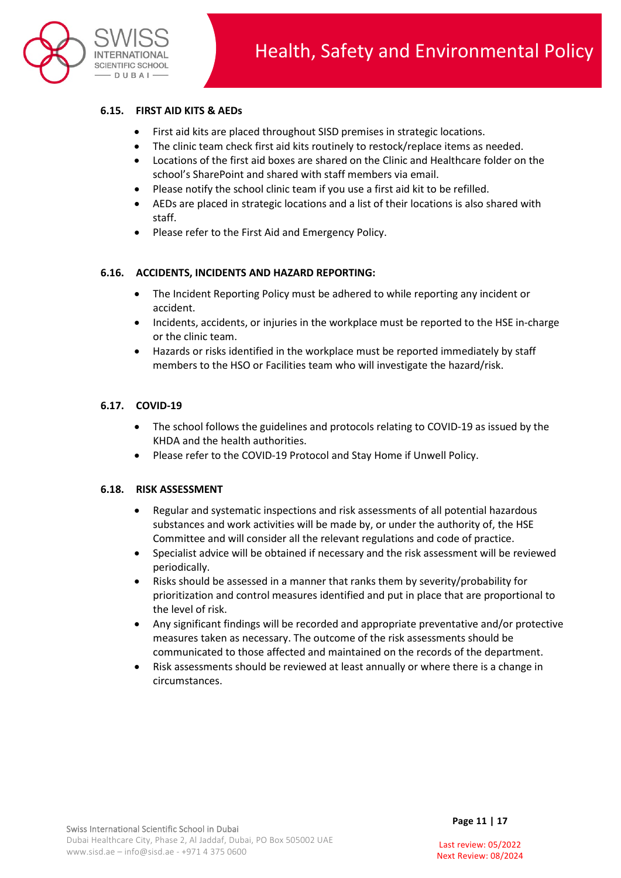### 6.15. FIRST AID KITS & AEDs

- First aid kits are placed throughout SISD premises in strategic locations.
- The clinic team check first aid kits routinely to restock/replace items as needed.
- Locations of the first aid boxes are shared on the Clinic and Healthcare folder on the school's SharePoint and shared with staff members via email.
- Please notify the school clinic team if you use a first aid kit to be refilled.
- AEDs are placed in strategic locations and a list of their locations is also shared with staff.
- Please refer to the First Aid and Emergency Policy.

### 6.16. ACCIDENTS, INCIDENTS AND HAZARD REPORTING:

- The Incident Reporting Policy must be adhered to while reporting any incident or accident.
- Incidents, accidents, or injuries in the workplace must be reported to the HSE in-charge or the clinic team.
- Hazards or risks identified in the workplace must be reported immediately by staff members to the HSO or Facilities team who will investigate the hazard/risk.

### 6.17. COVID-19

- The school follows the guidelines and protocols relating to COVID-19 as issued by the KHDA and the health authorities.
- Please refer to the COVID-19 Protocol and Stay Home if Unwell Policy.

### 6.18. RISK ASSESSMENT

- Regular and systematic inspections and risk assessments of all potential hazardous substances and work activities will be made by, or under the authority of, the HSE Committee and will consider all the relevant regulations and code of practice.
- Specialist advice will be obtained if necessary and the risk assessment will be reviewed periodically.
- Risks should be assessed in a manner that ranks them by severity/probability for prioritization and control measures identified and put in place that are proportional to the level of risk.
- Any significant findings will be recorded and appropriate preventative and/or protective measures taken as necessary. The outcome of the risk assessments should be communicated to those affected and maintained on the records of the department.
- Risk assessments should be reviewed at least annually or where there is a change in circumstances.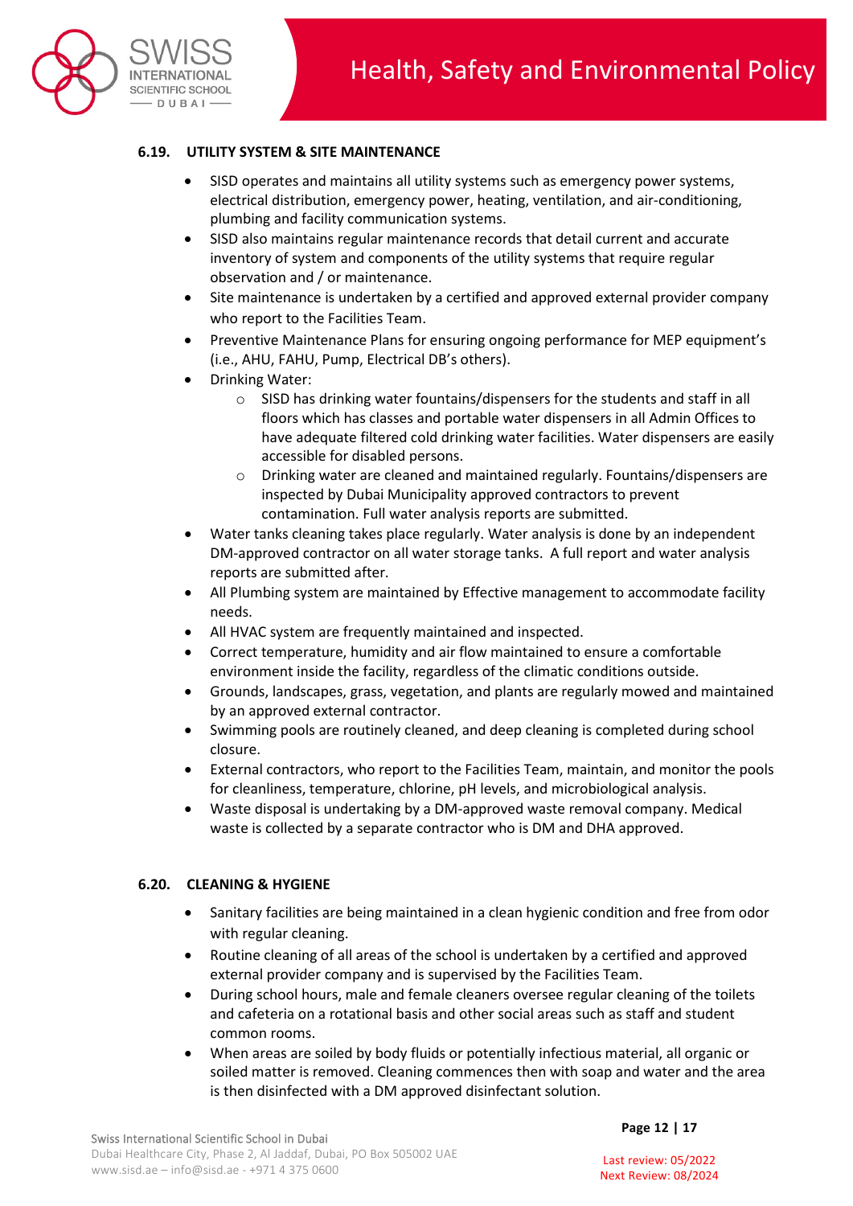### 6.19. UTILITY SYSTEM & SITE MAINTENANCE

- SISD operates and maintains all utility systems such as emergency power systems, electrical distribution, emergency power, heating, ventilation, and air-conditioning, plumbing and facility communication systems.
- SISD also maintains regular maintenance records that detail current and accurate inventory of system and components of the utility systems that require regular observation and / or maintenance.
- Site maintenance is undertaken by a certified and approved external provider company who report to the Facilities Team.
- Preventive Maintenance Plans for ensuring ongoing performance for MEP equipment's (i.e., AHU, FAHU, Pump, Electrical DB's others).
- Drinking Water:
  - SISD has drinking water fountains/dispensers for the students and staff in all floors which has classes and portable water dispensers in all Admin Offices to have adequate filtered cold drinking water facilities. Water dispensers are easily accessible for disabled persons.
  - Drinking water are cleaned and maintained regularly. Fountains/dispensers are inspected by Dubai Municipality approved contractors to prevent contamination. Full water analysis reports are submitted.
- Water tanks cleaning takes place regularly. Water analysis is done by an independent DM-approved contractor on all water storage tanks. A full report and water analysis reports are submitted after.
- All Plumbing system are maintained by Effective management to accommodate facility needs.
- All HVAC system are frequently maintained and inspected.
- Correct temperature, humidity and air flow maintained to ensure a comfortable environment inside the facility, regardless of the climatic conditions outside.
- Grounds, landscapes, grass, vegetation, and plants are regularly mowed and maintained by an approved external contractor.
- Swimming pools are routinely cleaned, and deep cleaning is completed during school closure.
- External contractors, who report to the Facilities Team, maintain, and monitor the pools for cleanliness, temperature, chlorine, pH levels, and microbiological analysis.
- Waste disposal is undertaking by a DM-approved waste removal company. Medical waste is collected by a separate contractor who is DM and DHA approved.

### 6.20. CLEANING & HYGIENE

- Sanitary facilities are being maintained in a clean hygienic condition and free from odor with regular cleaning.
- Routine cleaning of all areas of the school is undertaken by a certified and approved external provider company and is supervised by the Facilities Team.
- During school hours, male and female cleaners oversee regular cleaning of the toilets and cafeteria on a rotational basis and other social areas such as staff and student common rooms.
- When areas are soiled by body fluids or potentially infectious material, all organic or soiled matter is removed. Cleaning commences then with soap and water and the area is then disinfected with a DM approved disinfectant solution.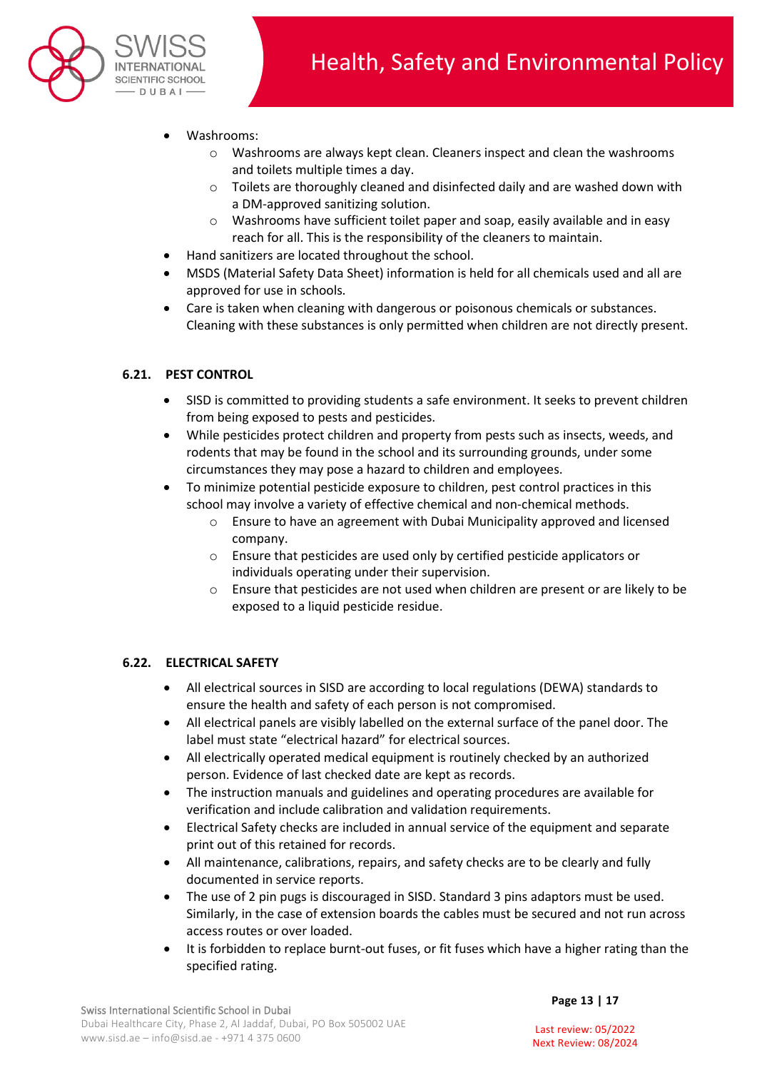- Washrooms:
    - Washrooms are always kept clean. Cleaners inspect and clean the washrooms and toilets multiple times a day.
    - Toilets are thoroughly cleaned and disinfected daily and are washed down with a DM-approved sanitizing solution.
    - Washrooms have sufficient toilet paper and soap, easily available and in easy reach for all. This is the responsibility of the cleaners to maintain.
- Hand sanitizers are located throughout the school.
- MSDS (Material Safety Data Sheet) information is held for all chemicals used and all are approved for use in schools.
- Care is taken when cleaning with dangerous or poisonous chemicals or substances. Cleaning with these substances is only permitted when children are not directly present.

### 6.21. PEST CONTROL

- SISD is committed to providing students a safe environment. It seeks to prevent children from being exposed to pests and pesticides.
- While pesticides protect children and property from pests such as insects, weeds, and rodents that may be found in the school and its surrounding grounds, under some circumstances they may pose a hazard to children and employees.
- To minimize potential pesticide exposure to children, pest control practices in this school may involve a variety of effective chemical and non-chemical methods.
    - Ensure to have an agreement with Dubai Municipality approved and licensed company.
    - Ensure that pesticides are used only by certified pesticide applicators or individuals operating under their supervision.
    - Ensure that pesticides are not used when children are present or are likely to be exposed to a liquid pesticide residue.

### 6.22. ELECTRICAL SAFETY

- All electrical sources in SISD are according to local regulations (DEWA) standards to ensure the health and safety of each person is not compromised.
- All electrical panels are visibly labelled on the external surface of the panel door. The label must state “electrical hazard” for electrical sources.
- All electrically operated medical equipment is routinely checked by an authorized person. Evidence of last checked date are kept as records.
- The instruction manuals and guidelines and operating procedures are available for verification and include calibration and validation requirements.
- Electrical Safety checks are included in annual service of the equipment and separate print out of this retained for records.
- All maintenance, calibrations, repairs, and safety checks are to be clearly and fully documented in service reports.
- The use of 2 pin pugs is discouraged in SISD. Standard 3 pins adaptors must be used. Similarly, in the case of extension boards the cables must be secured and not run across access routes or over loaded.
- It is forbidden to replace burnt-out fuses, or fit fuses which have a higher rating than the specified rating.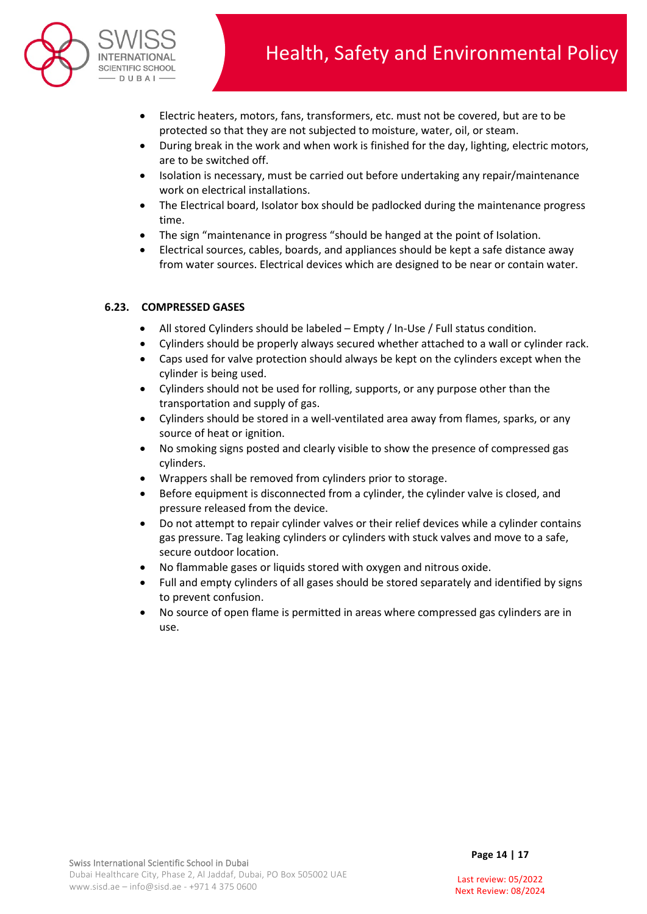- Electric heaters, motors, fans, transformers, etc. must not be covered, but are to be protected so that they are not subjected to moisture, water, oil, or steam.
- During break in the work and when work is finished for the day, lighting, electric motors, are to be switched off.
- Isolation is necessary, must be carried out before undertaking any repair/maintenance work on electrical installations.
- The Electrical board, Isolator box should be padlocked during the maintenance progress time.
- The sign "maintenance in progress "should be hanged at the point of Isolation.
- Electrical sources, cables, boards, and appliances should be kept a safe distance away from water sources. Electrical devices which are designed to be near or contain water.

### 6.23. COMPRESSED GASES

- All stored Cylinders should be labeled – Empty / In-Use / Full status condition.
- Cylinders should be properly always secured whether attached to a wall or cylinder rack.
- Caps used for valve protection should always be kept on the cylinders except when the cylinder is being used.
- Cylinders should not be used for rolling, supports, or any purpose other than the transportation and supply of gas.
- Cylinders should be stored in a well-ventilated area away from flames, sparks, or any source of heat or ignition.
- No smoking signs posted and clearly visible to show the presence of compressed gas cylinders.
- Wrappers shall be removed from cylinders prior to storage.
- Before equipment is disconnected from a cylinder, the cylinder valve is closed, and pressure released from the device.
- Do not attempt to repair cylinder valves or their relief devices while a cylinder contains gas pressure. Tag leaking cylinders or cylinders with stuck valves and move to a safe, secure outdoor location.
- No flammable gases or liquids stored with oxygen and nitrous oxide.
- Full and empty cylinders of all gases should be stored separately and identified by signs to prevent confusion.
- No source of open flame is permitted in areas where compressed gas cylinders are in use.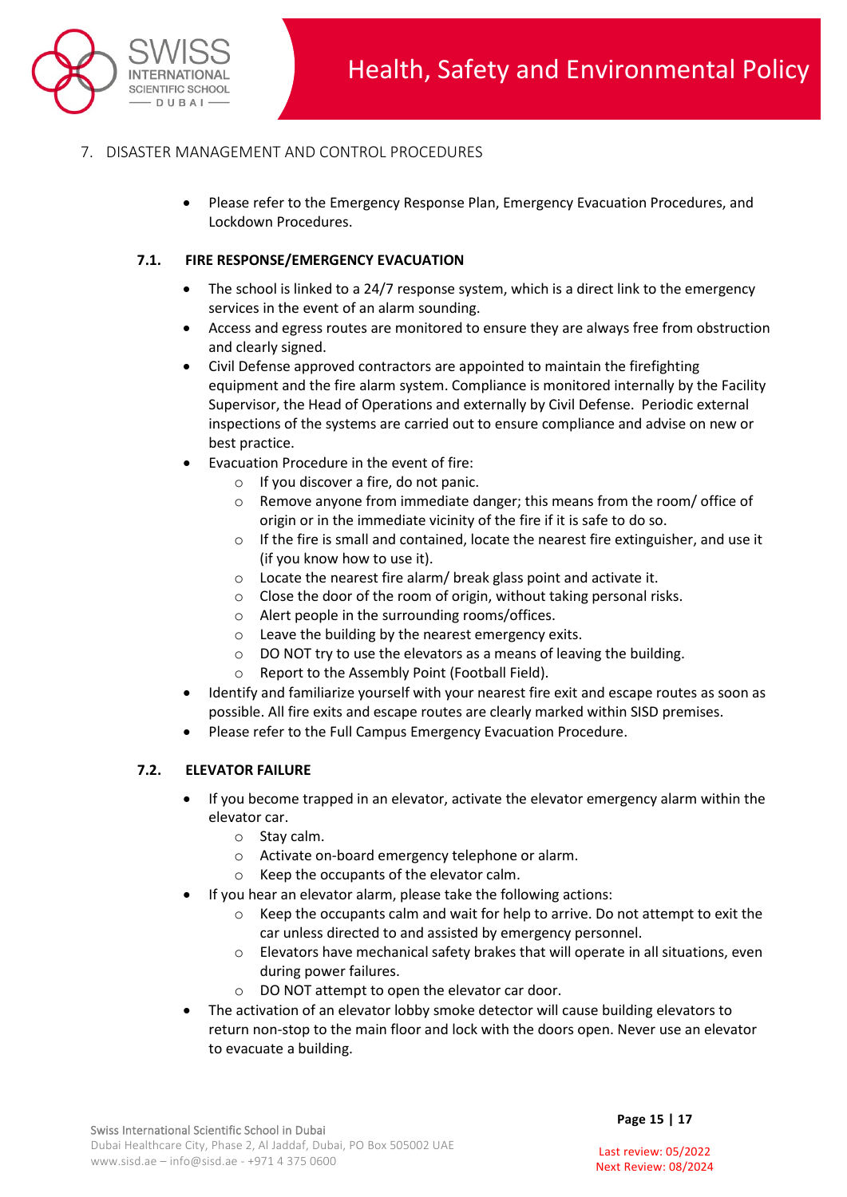## 7. DISASTER MANAGEMENT AND CONTROL PROCEDURES

- Please refer to the Emergency Response Plan, Emergency Evacuation Procedures, and Lockdown Procedures.

### 7.1. FIRE RESPONSE/EMERGENCY EVACUATION

- The school is linked to a 24/7 response system, which is a direct link to the emergency services in the event of an alarm sounding.
- Access and egress routes are monitored to ensure they are always free from obstruction and clearly signed.
- Civil Defense approved contractors are appointed to maintain the firefighting equipment and the fire alarm system. Compliance is monitored internally by the Facility Supervisor, the Head of Operations and externally by Civil Defense. Periodic external inspections of the systems are carried out to ensure compliance and advise on new or best practice.
- Evacuation Procedure in the event of fire:
  - If you discover a fire, do not panic.
  - Remove anyone from immediate danger; this means from the room/ office of origin or in the immediate vicinity of the fire if it is safe to do so.
  - If the fire is small and contained, locate the nearest fire extinguisher, and use it (if you know how to use it).
  - Locate the nearest fire alarm/ break glass point and activate it.
  - Close the door of the room of origin, without taking personal risks.
  - Alert people in the surrounding rooms/offices.
  - Leave the building by the nearest emergency exits.
  - DO NOT try to use the elevators as a means of leaving the building.
  - Report to the Assembly Point (Football Field).
- Identify and familiarize yourself with your nearest fire exit and escape routes as soon as possible. All fire exits and escape routes are clearly marked within SISD premises.
- Please refer to the Full Campus Emergency Evacuation Procedure.

### 7.2. ELEVATOR FAILURE

- If you become trapped in an elevator, activate the elevator emergency alarm within the elevator car.
  - Stay calm.
  - Activate on-board emergency telephone or alarm.
  - Keep the occupants of the elevator calm.
- If you hear an elevator alarm, please take the following actions:
  - Keep the occupants calm and wait for help to arrive. Do not attempt to exit the car unless directed to and assisted by emergency personnel.
  - Elevators have mechanical safety brakes that will operate in all situations, even during power failures.
  - DO NOT attempt to open the elevator car door.
- The activation of an elevator lobby smoke detector will cause building elevators to return non-stop to the main floor and lock with the doors open. Never use an elevator to evacuate a building.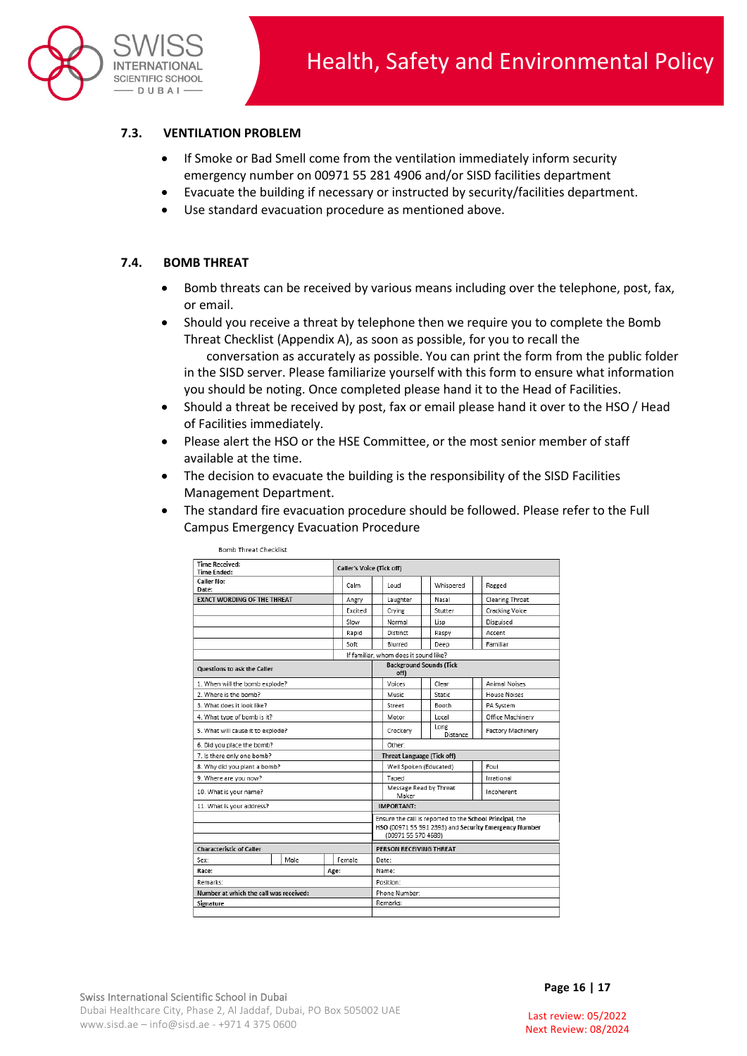### 7.3. VENTILATION PROBLEM

- If Smoke or Bad Smell come from the ventilation immediately inform security emergency number on 00971 55 281 4906 and/or SISD facilities department
- Evacuate the building if necessary or instructed by security/facilities department.
- Use standard evacuation procedure as mentioned above.

### 7.4. BOMB THREAT

- Bomb threats can be received by various means including over the telephone, post, fax, or email.
- Should you receive a threat by telephone then we require you to complete the Bomb Threat Checklist (Appendix A), as soon as possible, for you to recall the conversation as accurately as possible. You can print the form from the public folder in the SISD server. Please familiarize yourself with this form to ensure what information you should be noting. Once completed please hand it to the Head of Facilities.
- Should a threat be received by post, fax or email please hand it over to the HSO / Head of Facilities immediately.
- Please alert the HSO or the HSE Committee, or the most senior member of staff available at the time.
- The decision to evacuate the building is the responsibility of the SISD Facilities Management Department.
- The standard fire evacuation procedure should be followed. Please refer to the Full Campus Emergency Evacuation Procedure

Bomb Threat Checklist

| Time Received: Time Ended: | Caller's Voice (Tick off) | | | | | | | |
|---|---|---|---|---|---|---|---|---|
| Caller No: Date: | | Calm | | Loud | | Whispered | | Rogged |
| **EXACT WORDING OF THE THREAT** | | Angry | | Laughter | | Nasal | | Clearing Throat |
| | | Excited | | Crying | | Stutter | | Cracking Voice |
| | | Slow | | Normal | | Lisp | | Disguised |
| | | Rapid | | Distinct | | Raspy | | Accent |
| | | Soft | | Slurred | | Deep | | Familiar |
| | If familiar, whom does it sound like? | | | | | | | |
| Questions to ask the Caller | Background Sounds (Tick off) | | | | | | | |
| 1. When will the bomb explode? | | Voices | | Clear | | Animal Noises | | |
| 2. Where is the bomb? | | Music | | Static | | House Noises | | |
| 3. What does it look like? | | Street | | Booth | | PA System | | |
| 4. What type of bomb is it? | | Motor | | Local | | Office Machinery | | |
| 5. What will cause it to explode? | | Crockery | | Long Distance | | Factory Machinery | | |
| 6. Did you place the bomb? | Other: | | | | | | | |
| 7. Is there only one bomb? | Threat Language (Tick off) | | | | | | | |
| 8. Why did you plant a bomb? | | Well Spoken (Educated) | | Foul | | | | |
| 9. Where are you now? | | Taped | | Irrational | | | | |
| 10. What is your name? | | Message Read by Threat Maker | | Incoherent | | | | |
| 11. What is your address? | IMPORTANT: | | | | | | | |
| | Ensure the call is reported to the School Principal, the HSO (00971 55 591 2393) and Security Emergency Number (00971 55 570 4689) | | | | | | | |
| Characteristic of Caller | PERSON RECEIVING THREAT | | | | | | | |
| Sex: Male / Female | Date: | | | | | | | |
| Race: Age: | Name: | | | | | | | |
| Remarks: | Position: | | | | | | | |
| Number at which the call was received: | Phone Number: | | | | | | | |
| Signature | Remarks: | | | | | | | |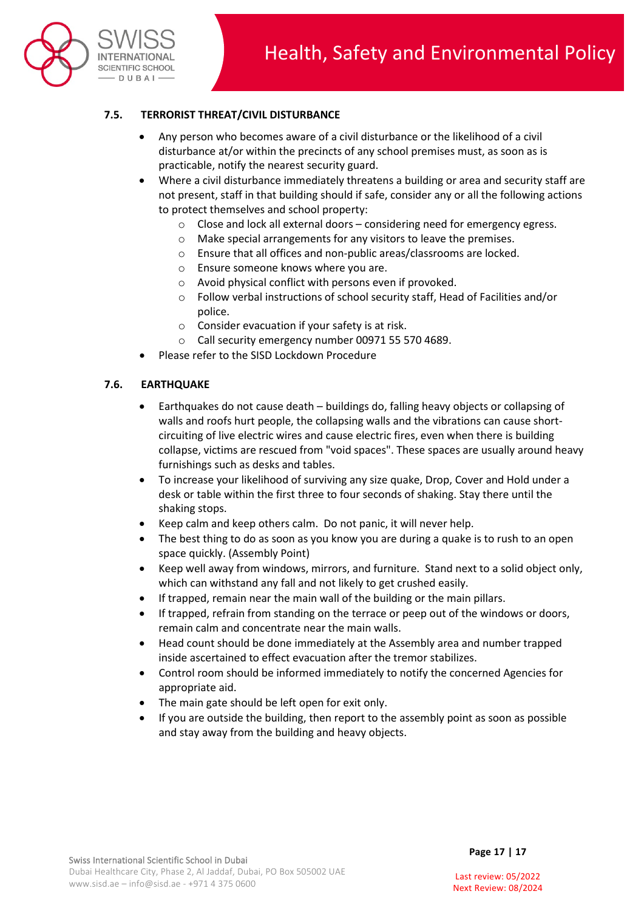### 7.5. TERRORIST THREAT/CIVIL DISTURBANCE

- Any person who becomes aware of a civil disturbance or the likelihood of a civil disturbance at/or within the precincts of any school premises must, as soon as is practicable, notify the nearest security guard.
- Where a civil disturbance immediately threatens a building or area and security staff are not present, staff in that building should if safe, consider any or all the following actions to protect themselves and school property:
  - Close and lock all external doors – considering need for emergency egress.
  - Make special arrangements for any visitors to leave the premises.
  - Ensure that all offices and non-public areas/classrooms are locked.
  - Ensure someone knows where you are.
  - Avoid physical conflict with persons even if provoked.
  - Follow verbal instructions of school security staff, Head of Facilities and/or police.
  - Consider evacuation if your safety is at risk.
  - Call security emergency number 00971 55 570 4689.
- Please refer to the SISD Lockdown Procedure

### 7.6. EARTHQUAKE

- Earthquakes do not cause death – buildings do, falling heavy objects or collapsing of walls and roofs hurt people, the collapsing walls and the vibrations can cause short-circuiting of live electric wires and cause electric fires, even when there is building collapse, victims are rescued from "void spaces". These spaces are usually around heavy furnishings such as desks and tables.
- To increase your likelihood of surviving any size quake, Drop, Cover and Hold under a desk or table within the first three to four seconds of shaking. Stay there until the shaking stops.
- Keep calm and keep others calm. Do not panic, it will never help.
- The best thing to do as soon as you know you are during a quake is to rush to an open space quickly. (Assembly Point)
- Keep well away from windows, mirrors, and furniture. Stand next to a solid object only, which can withstand any fall and not likely to get crushed easily.
- If trapped, remain near the main wall of the building or the main pillars.
- If trapped, refrain from standing on the terrace or peep out of the windows or doors, remain calm and concentrate near the main walls.
- Head count should be done immediately at the Assembly area and number trapped inside ascertained to effect evacuation after the tremor stabilizes.
- Control room should be informed immediately to notify the concerned Agencies for appropriate aid.
- The main gate should be left open for exit only.
- If you are outside the building, then report to the assembly point as soon as possible and stay away from the building and heavy objects.